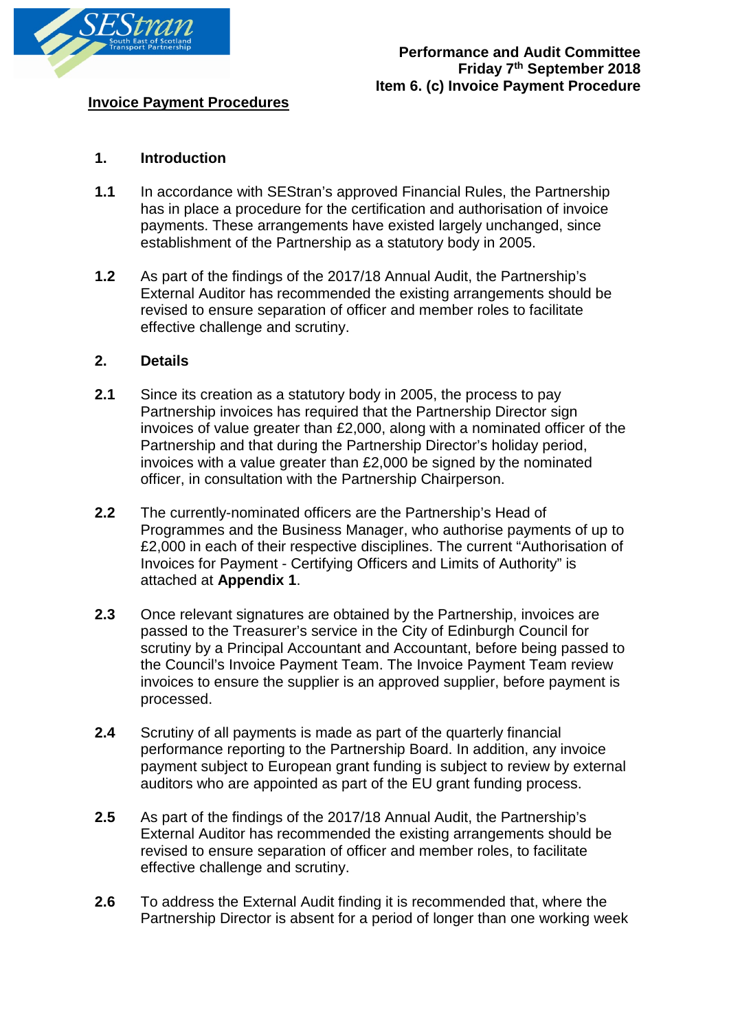**Performance and Audit Committee**
**Friday 7th September 2018**
**Item 6. (c) Invoice Payment Procedure**

# Invoice Payment Procedures

## 1. Introduction

**1.1** In accordance with SEStran's approved Financial Rules, the Partnership has in place a procedure for the certification and authorisation of invoice payments. These arrangements have existed largely unchanged, since establishment of the Partnership as a statutory body in 2005.

**1.2** As part of the findings of the 2017/18 Annual Audit, the Partnership's External Auditor has recommended the existing arrangements should be revised to ensure separation of officer and member roles to facilitate effective challenge and scrutiny.

## 2. Details

**2.1** Since its creation as a statutory body in 2005, the process to pay Partnership invoices has required that the Partnership Director sign invoices of value greater than £2,000, along with a nominated officer of the Partnership and that during the Partnership Director's holiday period, invoices with a value greater than £2,000 be signed by the nominated officer, in consultation with the Partnership Chairperson.

**2.2** The currently-nominated officers are the Partnership's Head of Programmes and the Business Manager, who authorise payments of up to £2,000 in each of their respective disciplines. The current "Authorisation of Invoices for Payment - Certifying Officers and Limits of Authority" is attached at **Appendix 1**.

**2.3** Once relevant signatures are obtained by the Partnership, invoices are passed to the Treasurer's service in the City of Edinburgh Council for scrutiny by a Principal Accountant and Accountant, before being passed to the Council's Invoice Payment Team. The Invoice Payment Team review invoices to ensure the supplier is an approved supplier, before payment is processed.

**2.4** Scrutiny of all payments is made as part of the quarterly financial performance reporting to the Partnership Board. In addition, any invoice payment subject to European grant funding is subject to review by external auditors who are appointed as part of the EU grant funding process.

**2.5** As part of the findings of the 2017/18 Annual Audit, the Partnership's External Auditor has recommended the existing arrangements should be revised to ensure separation of officer and member roles, to facilitate effective challenge and scrutiny.

**2.6** To address the External Audit finding it is recommended that, where the Partnership Director is absent for a period of longer than one working week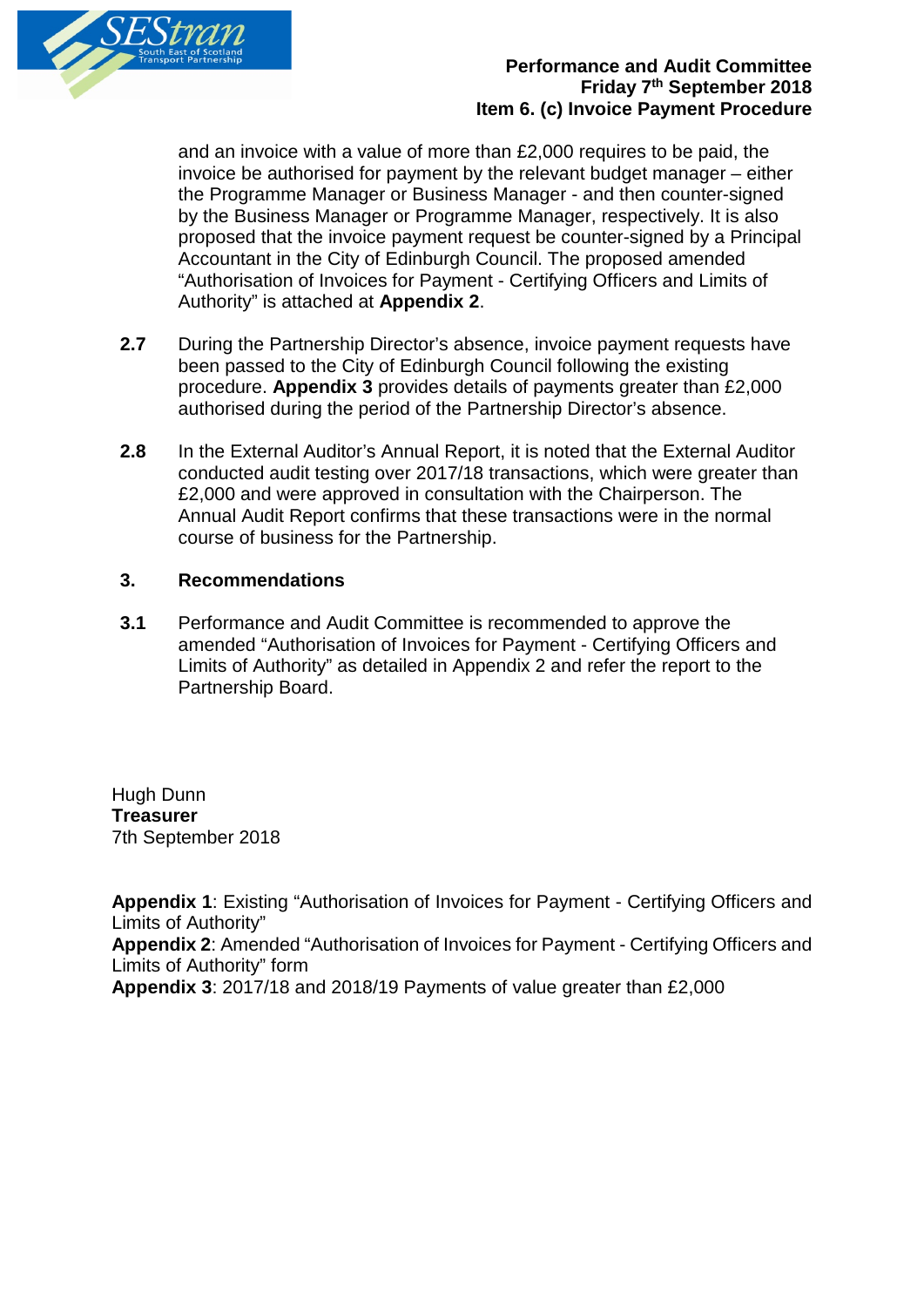and an invoice with a value of more than £2,000 requires to be paid, the invoice be authorised for payment by the relevant budget manager – either the Programme Manager or Business Manager - and then counter-signed by the Business Manager or Programme Manager, respectively. It is also proposed that the invoice payment request be counter-signed by a Principal Accountant in the City of Edinburgh Council. The proposed amended "Authorisation of Invoices for Payment - Certifying Officers and Limits of Authority" is attached at **Appendix 2**.

**2.7** During the Partnership Director's absence, invoice payment requests have been passed to the City of Edinburgh Council following the existing procedure. **Appendix 3** provides details of payments greater than £2,000 authorised during the period of the Partnership Director's absence.

**2.8** In the External Auditor's Annual Report, it is noted that the External Auditor conducted audit testing over 2017/18 transactions, which were greater than £2,000 and were approved in consultation with the Chairperson. The Annual Audit Report confirms that these transactions were in the normal course of business for the Partnership.

## 3. Recommendations

**3.1** Performance and Audit Committee is recommended to approve the amended "Authorisation of Invoices for Payment - Certifying Officers and Limits of Authority" as detailed in Appendix 2 and refer the report to the Partnership Board.

Hugh Dunn
**Treasurer**
7th September 2018

**Appendix 1**: Existing "Authorisation of Invoices for Payment - Certifying Officers and Limits of Authority"
**Appendix 2**: Amended "Authorisation of Invoices for Payment - Certifying Officers and Limits of Authority" form
**Appendix 3**: 2017/18 and 2018/19 Payments of value greater than £2,000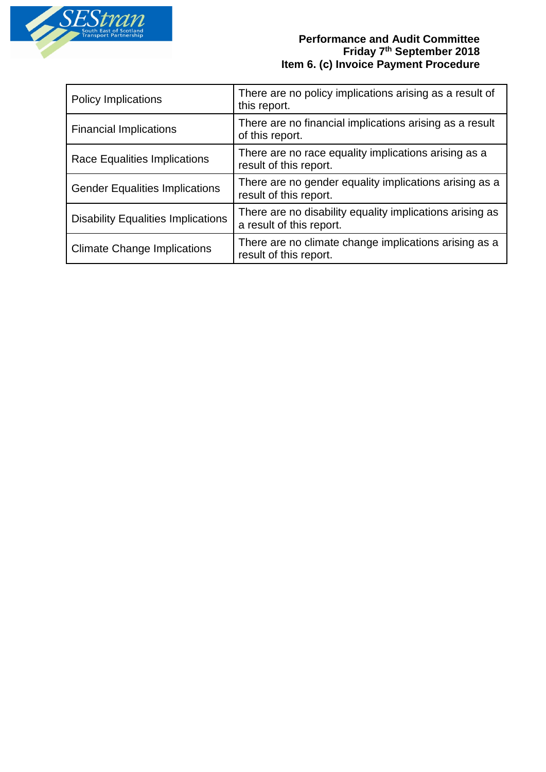| Policy Implications | There are no policy implications arising as a result of this report. |
|---|---|
| Financial Implications | There are no financial implications arising as a result of this report. |
| Race Equalities Implications | There are no race equality implications arising as a result of this report. |
| Gender Equalities Implications | There are no gender equality implications arising as a result of this report. |
| Disability Equalities Implications | There are no disability equality implications arising as a result of this report. |
| Climate Change Implications | There are no climate change implications arising as a result of this report. |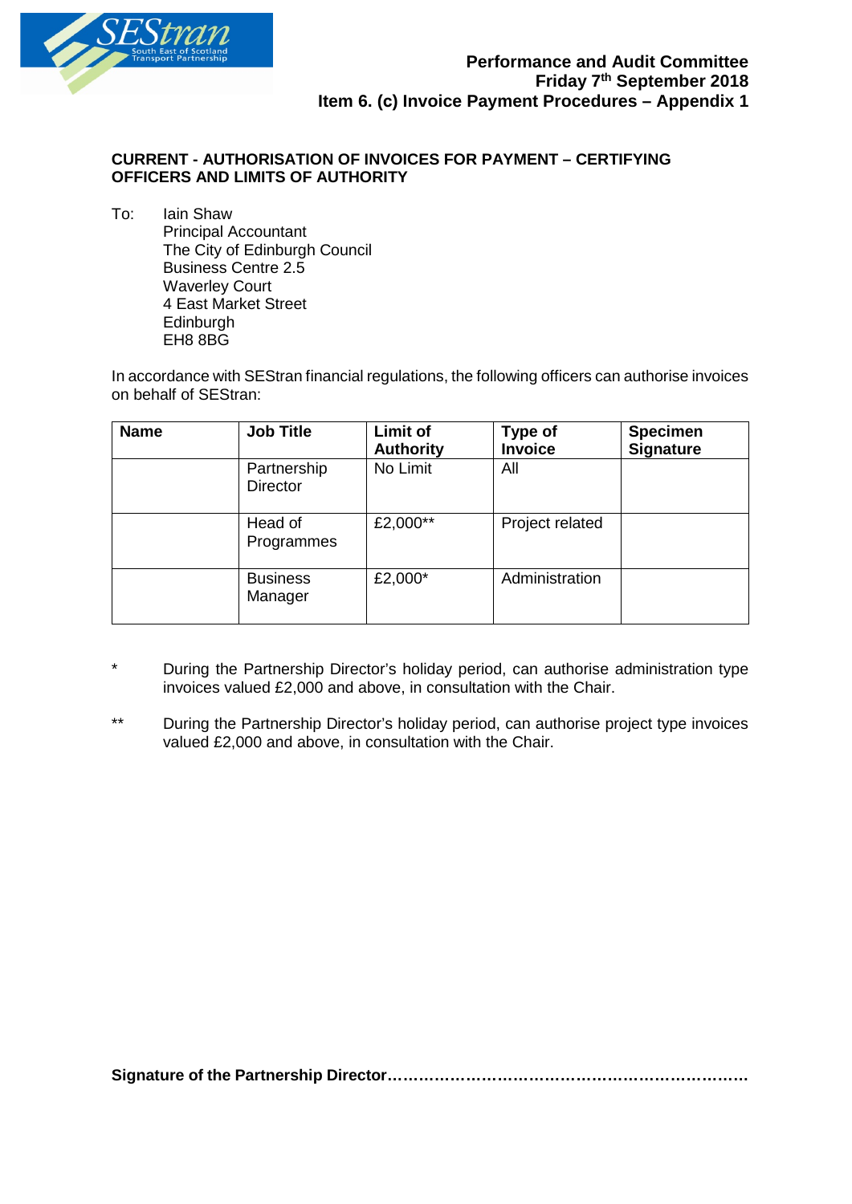**Performance and Audit Committee**
**Friday 7th September 2018**
**Item 6. (c) Invoice Payment Procedures – Appendix 1**

**CURRENT - AUTHORISATION OF INVOICES FOR PAYMENT – CERTIFYING OFFICERS AND LIMITS OF AUTHORITY**

To: Iain Shaw
Principal Accountant
The City of Edinburgh Council
Business Centre 2.5
Waverley Court
4 East Market Street
Edinburgh
EH8 8BG

In accordance with SEStran financial regulations, the following officers can authorise invoices on behalf of SEStran:

| Name | Job Title | Limit of Authority | Type of Invoice | Specimen Signature |
|---|---|---|---|---|
| | Partnership Director | No Limit | All | |
| | Head of Programmes | £2,000** | Project related | |
| | Business Manager | £2,000* | Administration | |

\* During the Partnership Director's holiday period, can authorise administration type invoices valued £2,000 and above, in consultation with the Chair.

\** During the Partnership Director's holiday period, can authorise project type invoices valued £2,000 and above, in consultation with the Chair.

**Signature of the Partnership Director…………………………………………………………**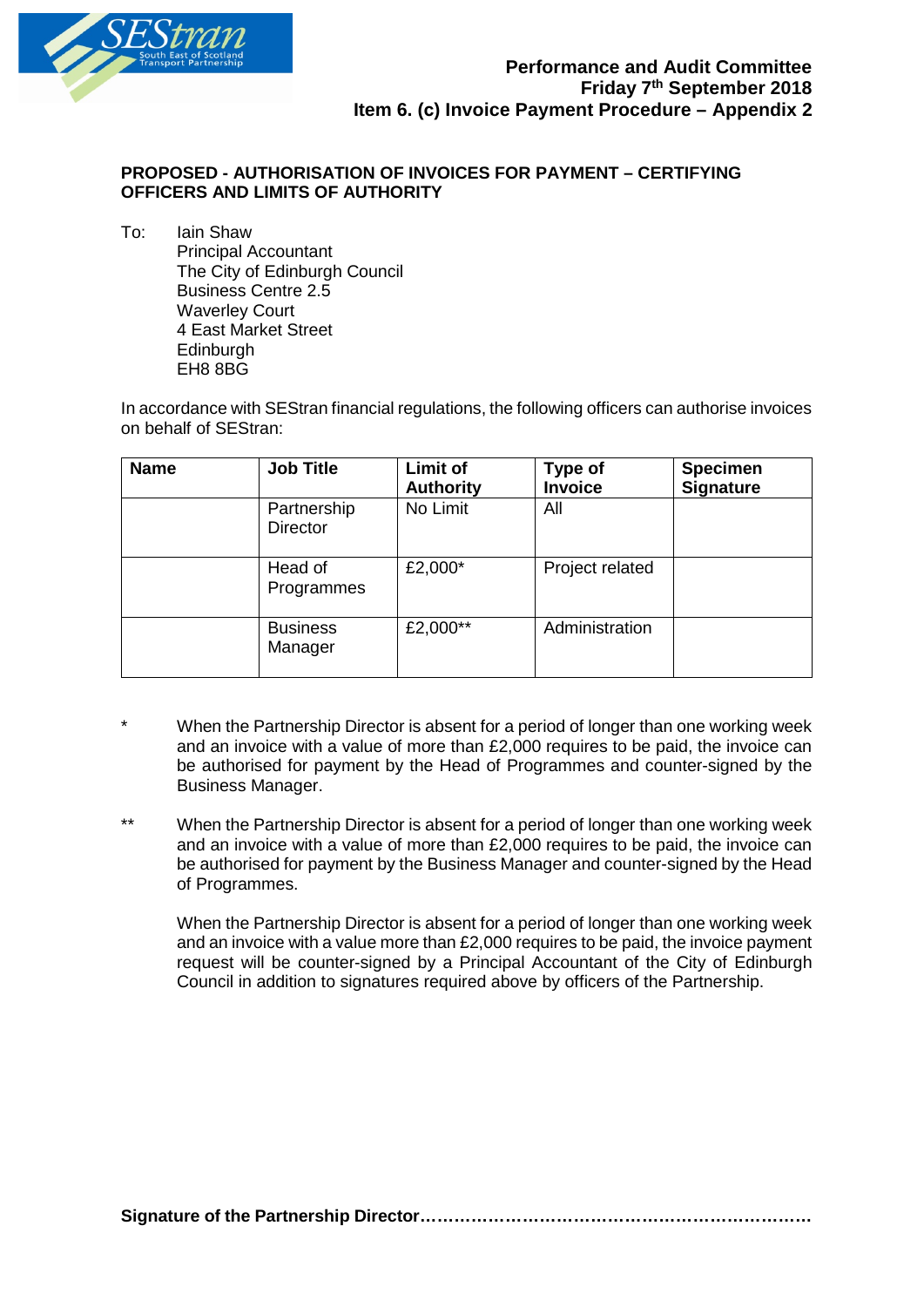**Performance and Audit Committee**
**Friday 7th September 2018**
**Item 6. (c) Invoice Payment Procedure – Appendix 2**

**PROPOSED - AUTHORISATION OF INVOICES FOR PAYMENT – CERTIFYING OFFICERS AND LIMITS OF AUTHORITY**

To: Iain Shaw
Principal Accountant
The City of Edinburgh Council
Business Centre 2.5
Waverley Court
4 East Market Street
Edinburgh
EH8 8BG

In accordance with SEStran financial regulations, the following officers can authorise invoices on behalf of SEStran:

| Name | Job Title | Limit of Authority | Type of Invoice | Specimen Signature |
|---|---|---|---|---|
| | Partnership Director | No Limit | All | |
| | Head of Programmes | £2,000* | Project related | |
| | Business Manager | £2,000** | Administration | |

\* When the Partnership Director is absent for a period of longer than one working week and an invoice with a value of more than £2,000 requires to be paid, the invoice can be authorised for payment by the Head of Programmes and counter-signed by the Business Manager.

** When the Partnership Director is absent for a period of longer than one working week and an invoice with a value of more than £2,000 requires to be paid, the invoice can be authorised for payment by the Business Manager and counter-signed by the Head of Programmes.

When the Partnership Director is absent for a period of longer than one working week and an invoice with a value more than £2,000 requires to be paid, the invoice payment request will be counter-signed by a Principal Accountant of the City of Edinburgh Council in addition to signatures required above by officers of the Partnership.

**Signature of the Partnership Director……………………………………………………………**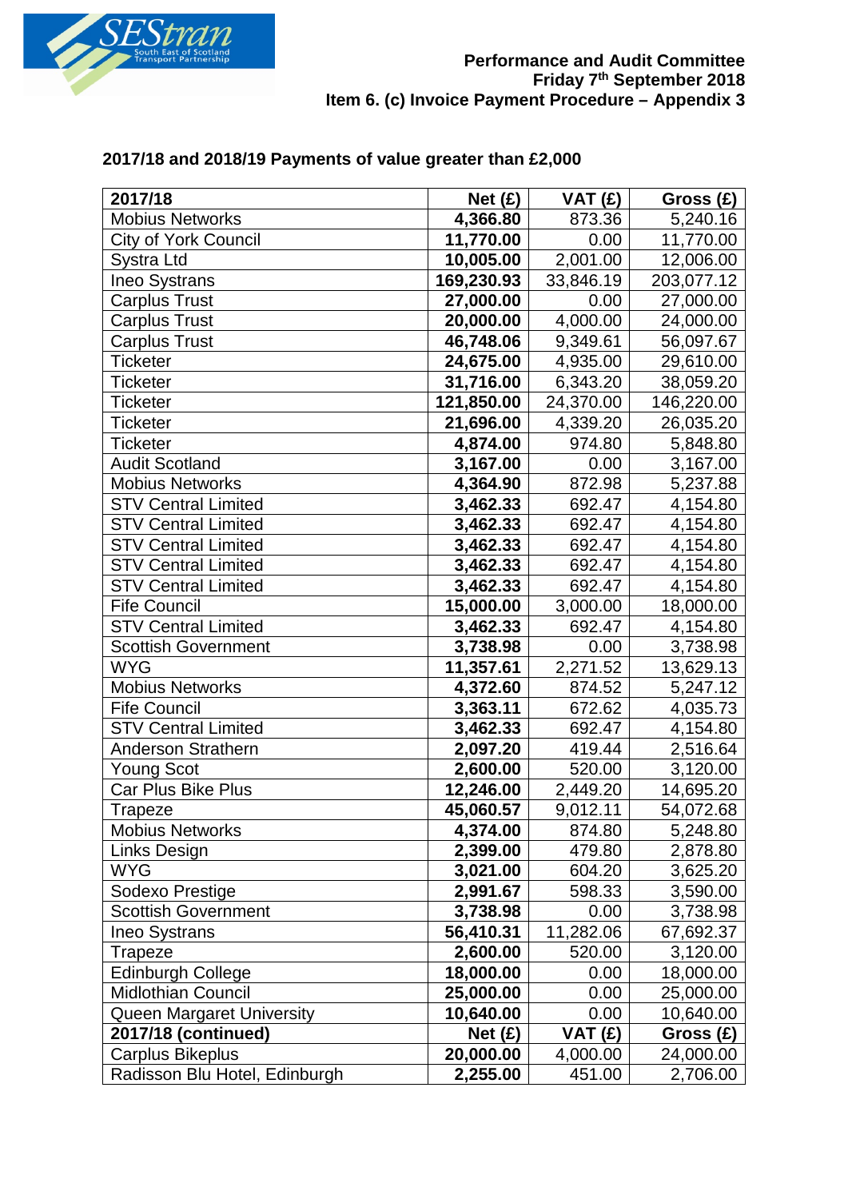Performance and Audit Committee
Friday 7th September 2018
Item 6. (c) Invoice Payment Procedure – Appendix 3

## 2017/18 and 2018/19 Payments of value greater than £2,000

| 2017/18 | Net (£) | VAT (£) | Gross (£) |
|---|---|---|---|
| Mobius Networks | **4,366.80** | 873.36 | 5,240.16 |
| City of York Council | **11,770.00** | 0.00 | 11,770.00 |
| Systra Ltd | **10,005.00** | 2,001.00 | 12,006.00 |
| Ineo Systrans | **169,230.93** | 33,846.19 | 203,077.12 |
| Carplus Trust | **27,000.00** | 0.00 | 27,000.00 |
| Carplus Trust | **20,000.00** | 4,000.00 | 24,000.00 |
| Carplus Trust | **46,748.06** | 9,349.61 | 56,097.67 |
| Ticketer | **24,675.00** | 4,935.00 | 29,610.00 |
| Ticketer | **31,716.00** | 6,343.20 | 38,059.20 |
| Ticketer | **121,850.00** | 24,370.00 | 146,220.00 |
| Ticketer | **21,696.00** | 4,339.20 | 26,035.20 |
| Ticketer | **4,874.00** | 974.80 | 5,848.80 |
| Audit Scotland | **3,167.00** | 0.00 | 3,167.00 |
| Mobius Networks | **4,364.90** | 872.98 | 5,237.88 |
| STV Central Limited | **3,462.33** | 692.47 | 4,154.80 |
| STV Central Limited | **3,462.33** | 692.47 | 4,154.80 |
| STV Central Limited | **3,462.33** | 692.47 | 4,154.80 |
| STV Central Limited | **3,462.33** | 692.47 | 4,154.80 |
| Fife Council | **15,000.00** | 3,000.00 | 18,000.00 |
| STV Central Limited | **3,462.33** | 692.47 | 4,154.80 |
| Scottish Government | **3,738.98** | 0.00 | 3,738.98 |
| WYG | **11,357.61** | 2,271.52 | 13,629.13 |
| Mobius Networks | **4,372.60** | 874.52 | 5,247.12 |
| Fife Council | **3,363.11** | 672.62 | 4,035.73 |
| STV Central Limited | **3,462.33** | 692.47 | 4,154.80 |
| Anderson Strathern | **2,097.20** | 419.44 | 2,516.64 |
| Young Scot | **2,600.00** | 520.00 | 3,120.00 |
| Car Plus Bike Plus | **12,246.00** | 2,449.20 | 14,695.20 |
| Trapeze | **45,060.57** | 9,012.11 | 54,072.68 |
| Mobius Networks | **4,374.00** | 874.80 | 5,248.80 |
| Links Design | **2,399.00** | 479.80 | 2,878.80 |
| WYG | **3,021.00** | 604.20 | 3,625.20 |
| Sodexo Prestige | **2,991.67** | 598.33 | 3,590.00 |
| Scottish Government | **3,738.98** | 0.00 | 3,738.98 |
| Ineo Systrans | **56,410.31** | 11,282.06 | 67,692.37 |
| Trapeze | **2,600.00** | 520.00 | 3,120.00 |
| Edinburgh College | **18,000.00** | 0.00 | 18,000.00 |
| Midlothian Council | **25,000.00** | 0.00 | 25,000.00 |
| Queen Margaret University | **10,640.00** | 0.00 | 10,640.00 |
| **2017/18 (continued)** | **Net (£)** | **VAT (£)** | **Gross (£)** |
| Carplus Bikeplus | **20,000.00** | 4,000.00 | 24,000.00 |
| Radisson Blu Hotel, Edinburgh | **2,255.00** | 451.00 | 2,706.00 |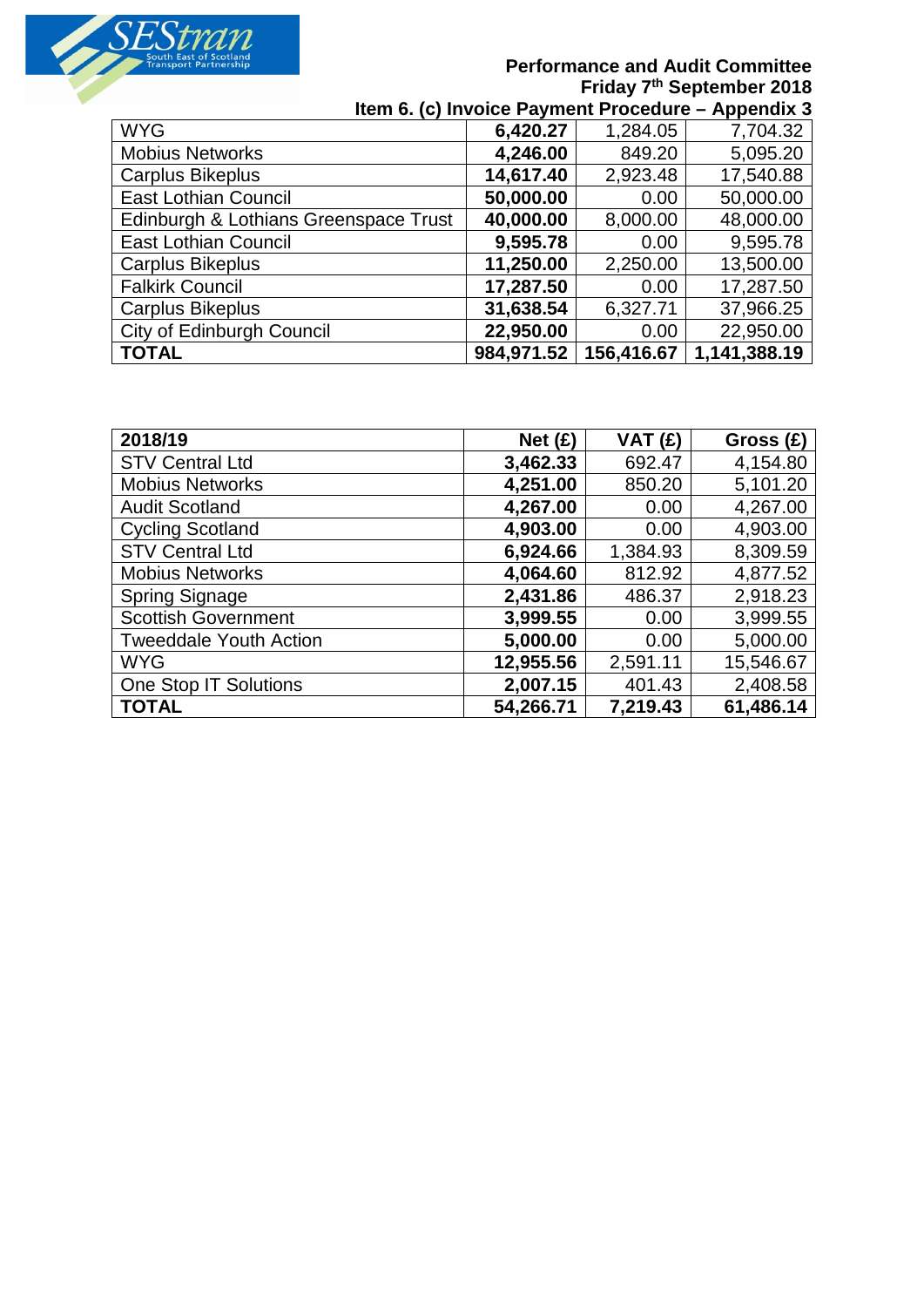**Performance and Audit Committee**
**Friday 7th September 2018**
**Item 6. (c) Invoice Payment Procedure – Appendix 3**

| | | | |
|---|---|---|---|
| WYG | **6,420.27** | 1,284.05 | 7,704.32 |
| Mobius Networks | **4,246.00** | 849.20 | 5,095.20 |
| Carplus Bikeplus | **14,617.40** | 2,923.48 | 17,540.88 |
| East Lothian Council | **50,000.00** | 0.00 | 50,000.00 |
| Edinburgh & Lothians Greenspace Trust | **40,000.00** | 8,000.00 | 48,000.00 |
| East Lothian Council | **9,595.78** | 0.00 | 9,595.78 |
| Carplus Bikeplus | **11,250.00** | 2,250.00 | 13,500.00 |
| Falkirk Council | **17,287.50** | 0.00 | 17,287.50 |
| Carplus Bikeplus | **31,638.54** | 6,327.71 | 37,966.25 |
| City of Edinburgh Council | **22,950.00** | 0.00 | 22,950.00 |
| **TOTAL** | **984,971.52** | **156,416.67** | **1,141,388.19** |

| **2018/19** | **Net (£)** | **VAT (£)** | **Gross (£)** |
|---|---|---|---|
| STV Central Ltd | **3,462.33** | 692.47 | 4,154.80 |
| Mobius Networks | **4,251.00** | 850.20 | 5,101.20 |
| Audit Scotland | **4,267.00** | 0.00 | 4,267.00 |
| Cycling Scotland | **4,903.00** | 0.00 | 4,903.00 |
| STV Central Ltd | **6,924.66** | 1,384.93 | 8,309.59 |
| Mobius Networks | **4,064.60** | 812.92 | 4,877.52 |
| Spring Signage | **2,431.86** | 486.37 | 2,918.23 |
| Scottish Government | **3,999.55** | 0.00 | 3,999.55 |
| Tweeddale Youth Action | **5,000.00** | 0.00 | 5,000.00 |
| WYG | **12,955.56** | 2,591.11 | 15,546.67 |
| One Stop IT Solutions | **2,007.15** | 401.43 | 2,408.58 |
| **TOTAL** | **54,266.71** | **7,219.43** | **61,486.14** |